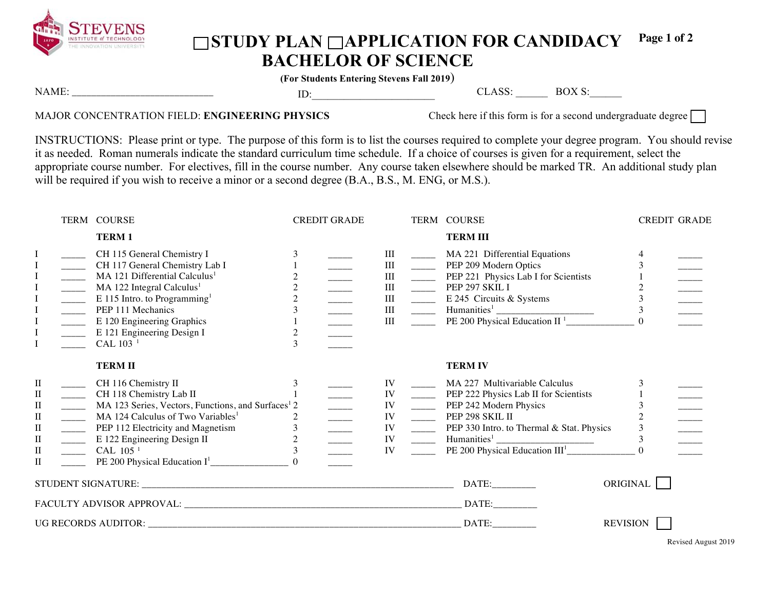STEVENS INSTITUTE of TECHNOLOGY THE INNOVATION UNIVERSITY

# ☐STUDY PLAN ☐APPLICATION FOR CANDIDACY BACHELOR OF SCIENCE

**(For Students Entering Stevens Fall 2019)**

NAME: ___________________________ ID:_______________________ CLASS: ______ BOX S:______

MAJOR CONCENTRATION FIELD: **ENGINEERING PHYSICS**

Check here if this form is for a second undergraduate degree ☐

INSTRUCTIONS: Please print or type. The purpose of this form is to list the courses required to complete your degree program. You should revise it as needed. Roman numerals indicate the standard curriculum time schedule. If a choice of courses is given for a requirement, select the appropriate course number. For electives, fill in the course number. Any course taken elsewhere should be marked TR. An additional study plan will be required if you wish to receive a minor or a second degree (B.A., B.S., M. ENG, or M.S.).

| | TERM | COURSE | CREDIT | GRADE |
|---|---|---|---|---|
| | | **TERM 1** | | |
| I | _____ | CH 115 General Chemistry I | 3 | _____ |
| I | _____ | CH 117 General Chemistry Lab I | 1 | _____ |
| I | _____ | MA 121 Differential Calculus[1] | 2 | _____ |
| I | _____ | MA 122 Integral Calculus[1] | 2 | _____ |
| I | _____ | E 115 Intro. to Programming[1] | 2 | _____ |
| I | _____ | PEP 111 Mechanics | 3 | _____ |
| I | _____ | E 120 Engineering Graphics | 1 | _____ |
| I | _____ | E 121 Engineering Design I | 2 | _____ |
| I | _____ | CAL 103 [1] | 3 | _____ |
| | | **TERM II** | | |
| II | _____ | CH 116 Chemistry II | 3 | _____ |
| II | _____ | CH 118 Chemistry Lab II | 1 | _____ |
| II | _____ | MA 123 Series, Vectors, Functions, and Surfaces[1] | 2 | _____ |
| II | _____ | MA 124 Calculus of Two Variables[1] | 2 | _____ |
| II | _____ | PEP 112 Electricity and Magnetism | 3 | _____ |
| II | _____ | E 122 Engineering Design II | 2 | _____ |
| II | _____ | CAL 105 [1] | 3 | _____ |
| II | _____ | PE 200 Physical Education I[1]________________ | 0 | _____ |
| | | **TERM III** | | |
| III | _____ | MA 221 Differential Equations | 4 | _____ |
| III | _____ | PEP 209 Modern Optics | 3 | _____ |
| III | _____ | PEP 221 Physics Lab I for Scientists | 1 | _____ |
| III | _____ | PEP 297 SKIL I | 2 | _____ |
| III | _____ | E 245 Circuits & Systems | 3 | _____ |
| III | _____ | Humanities[1] ____________________ | 3 | _____ |
| III | _____ | PE 200 Physical Education II [1]______________ | 0 | _____ |
| | | **TERM IV** | | |
| IV | _____ | MA 227 Multivariable Calculus | 3 | _____ |
| IV | _____ | PEP 222 Physics Lab II for Scientists | 1 | _____ |
| IV | _____ | PEP 242 Modern Physics | 3 | _____ |
| IV | _____ | PEP 298 SKIL II | 2 | _____ |
| IV | _____ | PEP 330 Intro. to Thermal & Stat. Physics | 3 | _____ |
| IV | _____ | Humanities[1] ____________________ | 3 | _____ |
| IV | _____ | PE 200 Physical Education III[1]______________ | 0 | _____ |

STUDENT SIGNATURE: ____________________________________________________________ DATE:_________ ORIGINAL ☐

FACULTY ADVISOR APPROVAL: _______________________________________________________ DATE:_________

UG RECORDS AUDITOR: ____________________________________________________________ DATE:_________ REVISION ☐

Revised August 2019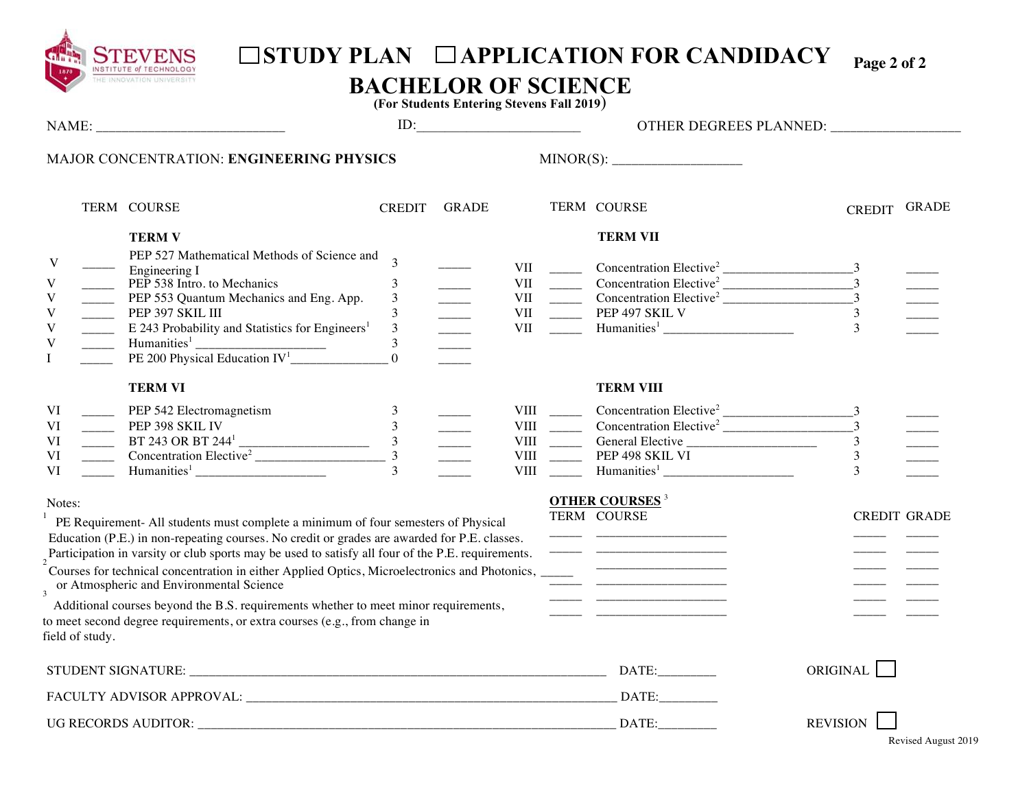# ☐ STUDY PLAN ☐ APPLICATION FOR CANDIDACY

## BACHELOR OF SCIENCE

**(For Students Entering Stevens Fall 2019)**

NAME: ___________________________ ID:________________________ OTHER DEGREES PLANNED: __________________

MAJOR CONCENTRATION: **ENGINEERING PHYSICS** MINOR(S): ___________________

| | TERM | COURSE | CREDIT | GRADE |
|---|---|---|---|---|
| | | **TERM V** | | |
| V | _____ | PEP 527 Mathematical Methods of Science and Engineering I | 3 | _____ |
| V | _____ | PEP 538 Intro. to Mechanics | 3 | _____ |
| V | _____ | PEP 553 Quantum Mechanics and Eng. App. | 3 | _____ |
| V | _____ | PEP 397 SKIL III | 3 | _____ |
| V | _____ | E 243 Probability and Statistics for Engineers[1] | 3 | _____ |
| V | _____ | Humanities[1] ____________________ | 3 | _____ |
| I | _____ | PE 200 Physical Education IV[1]_______________ | 0 | _____ |
| | | **TERM VI** | | |
| VI | _____ | PEP 542 Electromagnetism | 3 | _____ |
| VI | _____ | PEP 398 SKIL IV | 3 | _____ |
| VI | _____ | BT 243 OR BT 244[1] ____________________ | 3 | _____ |
| VI | _____ | Concentration Elective[2] ____________________ | 3 | _____ |
| VI | _____ | Humanities[1] ____________________ | 3 | _____ |

| | TERM | COURSE | CREDIT | GRADE |
|---|---|---|---|---|
| | | **TERM VII** | | |
| VII | _____ | Concentration Elective[2] ____________________ | 3 | _____ |
| VII | _____ | Concentration Elective[2] ____________________ | 3 | _____ |
| VII | _____ | Concentration Elective[2] ____________________ | 3 | _____ |
| VII | _____ | PEP 497 SKIL V | 3 | _____ |
| VII | _____ | Humanities[1] ____________________ | 3 | _____ |
| | | **TERM VIII** | | |
| VIII | _____ | Concentration Elective[2] ____________________ | 3 | _____ |
| VIII | _____ | Concentration Elective[2] ____________________ | 3 | _____ |
| VIII | _____ | General Elective ____________________ | 3 | _____ |
| VIII | _____ | PEP 498 SKIL VI | 3 | _____ |
| VIII | _____ | Humanities[1] ____________________ | 3 | _____ |

**OTHER COURSES** [3]

| TERM | COURSE | CREDIT | GRADE |
|---|---|---|---|
| _____ | ____________________ | _____ | _____ |
| _____ | ____________________ | _____ | _____ |
| _____ | ____________________ | _____ | _____ |
| _____ | ____________________ | _____ | _____ |
| _____ | ____________________ | _____ | _____ |
| _____ | ____________________ | _____ | _____ |

Notes:

[1] PE Requirement- All students must complete a minimum of four semesters of Physical Education (P.E.) in non-repeating courses. No credit or grades are awarded for P.E. classes. Participation in varsity or club sports may be used to satisfy all four of the P.E. requirements.

[2] Courses for technical concentration in either Applied Optics, Microelectronics and Photonics, or Atmospheric and Environmental Science

[3] Additional courses beyond the B.S. requirements whether to meet minor requirements, to meet second degree requirements, or extra courses (e.g., from change in field of study.

STUDIENT SIGNATURE: _______________________________________________ DATE:_________ ORIGINAL ☐

FACULTY ADVISOR APPROVAL: _________________________________________ DATE:_________

UG RECORDS AUDITOR: ______________________________________________ DATE:_________ REVISION ☐

Revised August 2019